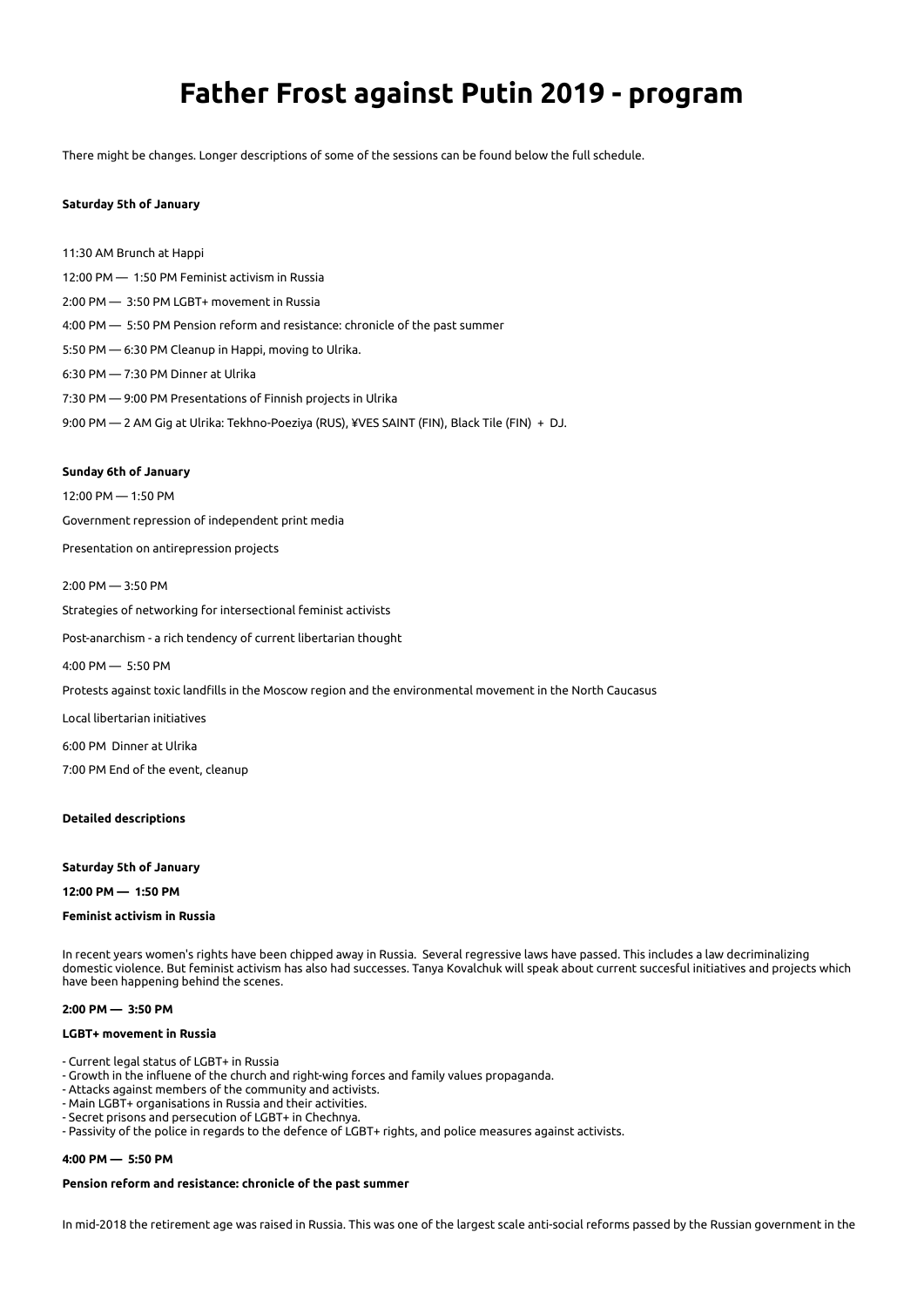# Father Frost against Putin 2019 - program

There might be changes. Longer descriptions of some of the sessions can be found below the full schedule.

**Saturday 5th of January**

11:30 AM Brunch at Happi

12:00 PM — 1:50 PM Feminist activism in Russia

2:00 PM — 3:50 PM LGBT+ movement in Russia

4:00 PM — 5:50 PM Pension reform and resistance: chronicle of the past summer

5:50 PM — 6:30 PM Cleanup in Happi, moving to Ulrika.

6:30 PM — 7:30 PM Dinner at Ulrika

7:30 PM — 9:00 PM Presentations of Finnish projects in Ulrika

9:00 PM — 2 AM Gig at Ulrika: Tekhno-Poeziya (RUS), ¥VES SAINT (FIN), Black Tile (FIN) + DJ.

**Sunday 6th of January**

12:00 PM — 1:50 PM

Government repression of independent print media

Presentation on antirepression projects

2:00 PM — 3:50 PM

Strategies of networking for intersectional feminist activists

Post-anarchism - a rich tendency of current libertarian thought

4:00 PM — 5:50 PM

Protests against toxic landfills in the Moscow region and the environmental movement in the North Caucasus

Local libertarian initiatives

6:00 PM Dinner at Ulrika

7:00 PM End of the event, cleanup

**Detailed descriptions**

**Saturday 5th of January**

**12:00 PM — 1:50 PM**

**Feminist activism in Russia**

In recent years women's rights have been chipped away in Russia. Several regressive laws have passed. This includes a law decriminalizing domestic violence. But feminist activism has also had successes. Tanya Kovalchuk will speak about current succesful initiatives and projects which have been happening behind the scenes.

**2:00 PM — 3:50 PM**

**LGBT+ movement in Russia**

- Current legal status of LGBT+ in Russia
- Growth in the influene of the church and right-wing forces and family values propaganda.
- Attacks against members of the community and activists.
- Main LGBT+ organisations in Russia and their activities.
- Secret prisons and persecution of LGBT+ in Chechnya.
- Passivity of the police in regards to the defence of LGBT+ rights, and police measures against activists.

**4:00 PM — 5:50 PM**

**Pension reform and resistance: chronicle of the past summer**

In mid-2018 the retirement age was raised in Russia. This was one of the largest scale anti-social reforms passed by the Russian government in the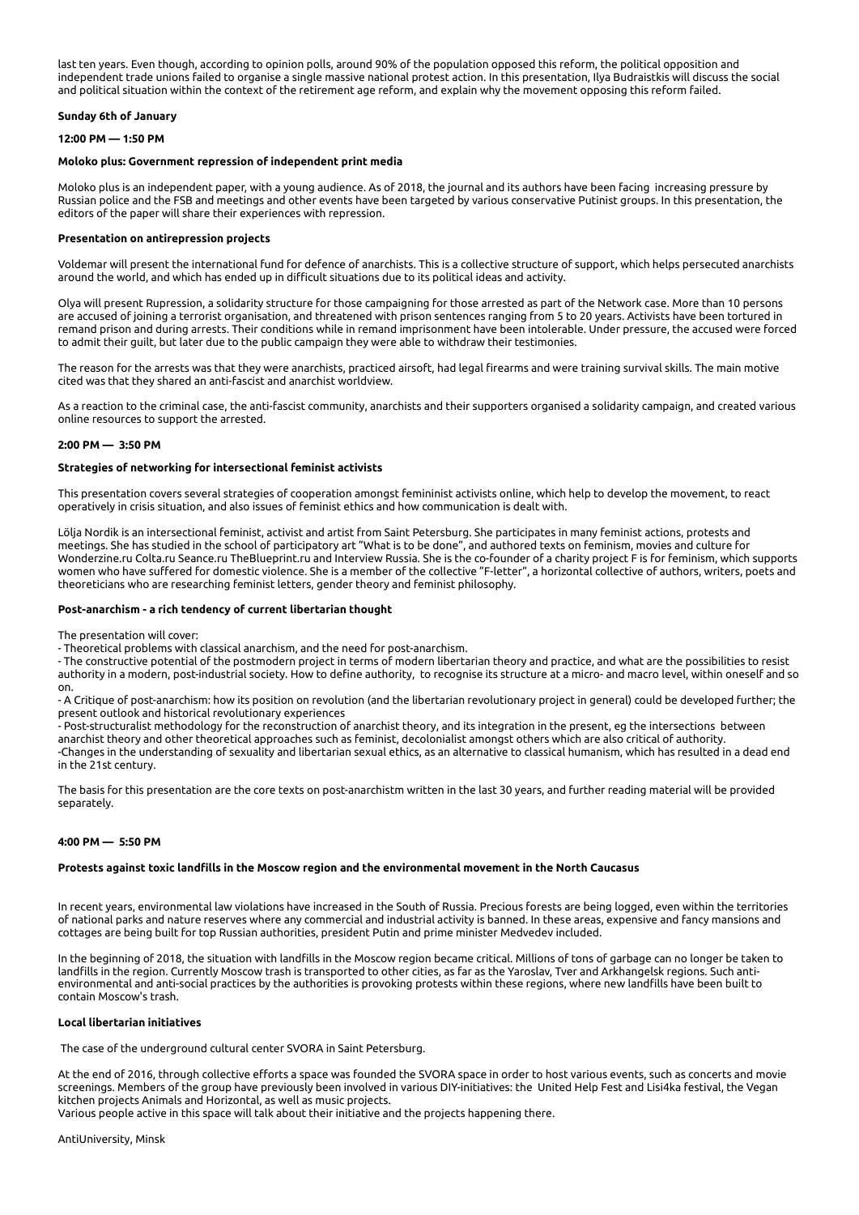last ten years. Even though, according to opinion polls, around 90% of the population opposed this reform, the political opposition and independent trade unions failed to organise a single massive national protest action. In this presentation, Ilya Budraistkis will discuss the social and political situation within the context of the retirement age reform, and explain why the movement opposing this reform failed.

**Sunday 6th of January**

**12:00 PM — 1:50 PM**

**Moloko plus: Government repression of independent print media**

Moloko plus is an independent paper, with a young audience. As of 2018, the journal and its authors have been facing increasing pressure by Russian police and the FSB and meetings and other events have been targeted by various conservative Putinist groups. In this presentation, the editors of the paper will share their experiences with repression.

**Presentation on antirepression projects**

Voldemar will present the international fund for defence of anarchists. This is a collective structure of support, which helps persecuted anarchists around the world, and which has ended up in difficult situations due to its political ideas and activity.

Olya will present Rupression, a solidarity structure for those campaigning for those arrested as part of the Network case. More than 10 persons are accused of joining a terrorist organisation, and threatened with prison sentences ranging from 5 to 20 years. Activists have been tortured in remand prison and during arrests. Their conditions while in remand imprisonment have been intolerable. Under pressure, the accused were forced to admit their guilt, but later due to the public campaign they were able to withdraw their testimonies.

The reason for the arrests was that they were anarchists, practiced airsoft, had legal firearms and were training survival skills. The main motive cited was that they shared an anti-fascist and anarchist worldview.

As a reaction to the criminal case, the anti-fascist community, anarchists and their supporters organised a solidarity campaign, and created various online resources to support the arrested.

**2:00 PM — 3:50 PM**

**Strategies of networking for intersectional feminist activists**

This presentation covers several strategies of cooperation amongst femininist activists online, which help to develop the movement, to react operatively in crisis situation, and also issues of feminist ethics and how communication is dealt with.

Lölja Nordik is an intersectional feminist, activist and artist from Saint Petersburg. She participates in many feminist actions, protests and meetings. She has studied in the school of participatory art "What is to be done", and authored texts on feminism, movies and culture for Wonderzine.ru Colta.ru Seance.ru TheBlueprint.ru and Interview Russia. She is the co-founder of a charity project F is for feminism, which supports women who have suffered for domestic violence. She is a member of the collective "F-letter", a horizontal collective of authors, writers, poets and theoreticians who are researching feminist letters, gender theory and feminist philosophy.

**Post-anarchism - a rich tendency of current libertarian thought**

The presentation will cover:

- Theoretical problems with classical anarchism, and the need for post-anarchism.
- The constructive potential of the postmodern project in terms of modern libertarian theory and practice, and what are the possibilities to resist authority in a modern, post-industrial society. How to define authority, to recognise its structure at a micro- and macro level, within oneself and so on.
- A Critique of post-anarchism: how its position on revolution (and the libertarian revolutionary project in general) could be developed further; the present outlook and historical revolutionary experiences
- Post-structuralist methodology for the reconstruction of anarchist theory, and its integration in the present, eg the intersections between anarchist theory and other theoretical approaches such as feminist, decolonialist amongst others which are also critical of authority.
- Changes in the understanding of sexuality and libertarian sexual ethics, as an alternative to classical humanism, which has resulted in a dead end in the 21st century.

The basis for this presentation are the core texts on post-anarchistm written in the last 30 years, and further reading material will be provided separately.

**4:00 PM — 5:50 PM**

**Protests against toxic landfills in the Moscow region and the environmental movement in the North Caucasus**

In recent years, environmental law violations have increased in the South of Russia. Precious forests are being logged, even within the territories of national parks and nature reserves where any commercial and industrial activity is banned. In these areas, expensive and fancy mansions and cottages are being built for top Russian authorities, president Putin and prime minister Medvedev included.

In the beginning of 2018, the situation with landfills in the Moscow region became critical. Millions of tons of garbage can no longer be taken to landfills in the region. Currently Moscow trash is transported to other cities, as far as the Yaroslav, Tver and Arkhangelsk regions. Such anti-environmental and anti-social practices by the authorities is provoking protests within these regions, where new landfills have been built to contain Moscow's trash.

**Local libertarian initiatives**

The case of the underground cultural center SVORA in Saint Petersburg.

At the end of 2016, through collective efforts a space was founded the SVORA space in order to host various events, such as concerts and movie screenings. Members of the group have previously been involved in various DIY-initiatives: the United Help Fest and Lisi4ka festival, the Vegan kitchen projects Animals and Horizontal, as well as music projects.
Various people active in this space will talk about their initiative and the projects happening there.

AntiUniversity, Minsk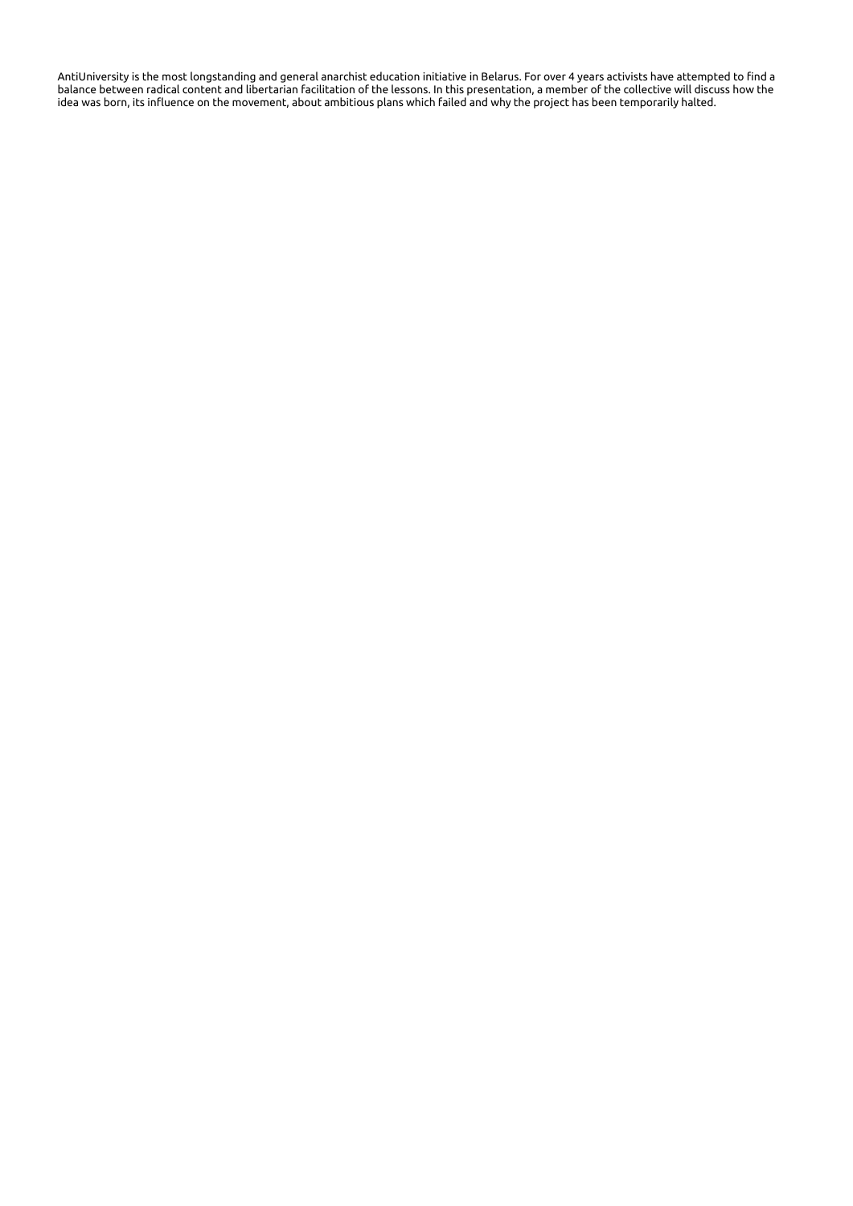AntiUniversity is the most longstanding and general anarchist education initiative in Belarus. For over 4 years activists have attempted to find a balance between radical content and libertarian facilitation of the lessons. In this presentation, a member of the collective will discuss how the idea was born, its influence on the movement, about ambitious plans which failed and why the project has been temporarily halted.